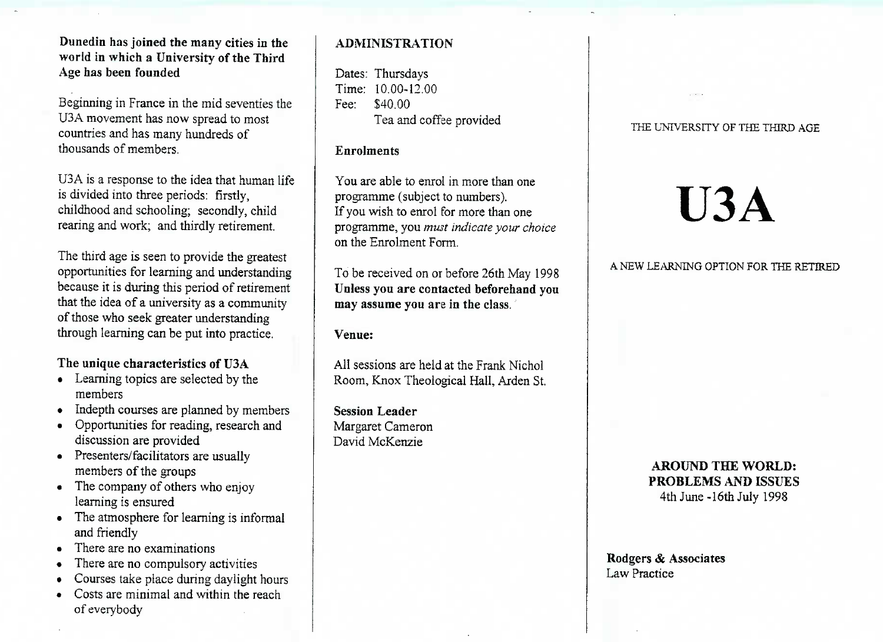**Dunedin has joined the many cities in the world in which a University of the Third Age has been founded**

Beginning in France in the mid seventies the U3A movement has now spread to most countries and has many hundreds of thousands of members.

U3A is a response to the idea that human life is divided into three periods: firstly, childhood and schooling; secondly, child rearing and work; and thirdly retirement.

The third age is seen to provide the greatest opportunities for learning and understanding because it is during this period of retirement that the idea of a university as a community of those who seek greater understanding through learning can be put into practice.

### The unique characteristics of U3A

- Learning topics are selected by the members
- Indepth courses are planned by members
- Opportunities for reading, research and discussion are provided
- Presenters/facilitators are usually members of the groups
- The company of others who enjoy learning is ensured
- The atmosphere for learning is informal and friendly
- There are no examinations
- There are no compulsory activities
- Courses take place during daylight hours
- Costs are minimal and within the reach of everybody

## ADMINISTRATION

Dates: Thursdays
Time: 10.00-12.00
Fee: $40.00
Tea and coffee provided

### Enrolments

You are able to enrol in more than one programme (subject to numbers).
If you wish to enrol for more than one programme, you *must indicate your choice* on the Enrolment Form.

To be received on or before 26th May 1998
**Unless you are contacted beforehand you may assume you are in the class.**

### Venue:

All sessions are held at the Frank Nichol Room, Knox Theological Hall, Arden St.

**Session Leader**
Margaret Cameron
David McKenzie

THE UNIVERSITY OF THE THIRD AGE

# U3A

A NEW LEARNING OPTION FOR THE RETIRED

**AROUND THE WORLD: PROBLEMS AND ISSUES**
4th June -16th July 1998

**Rodgers & Associates**
Law Practice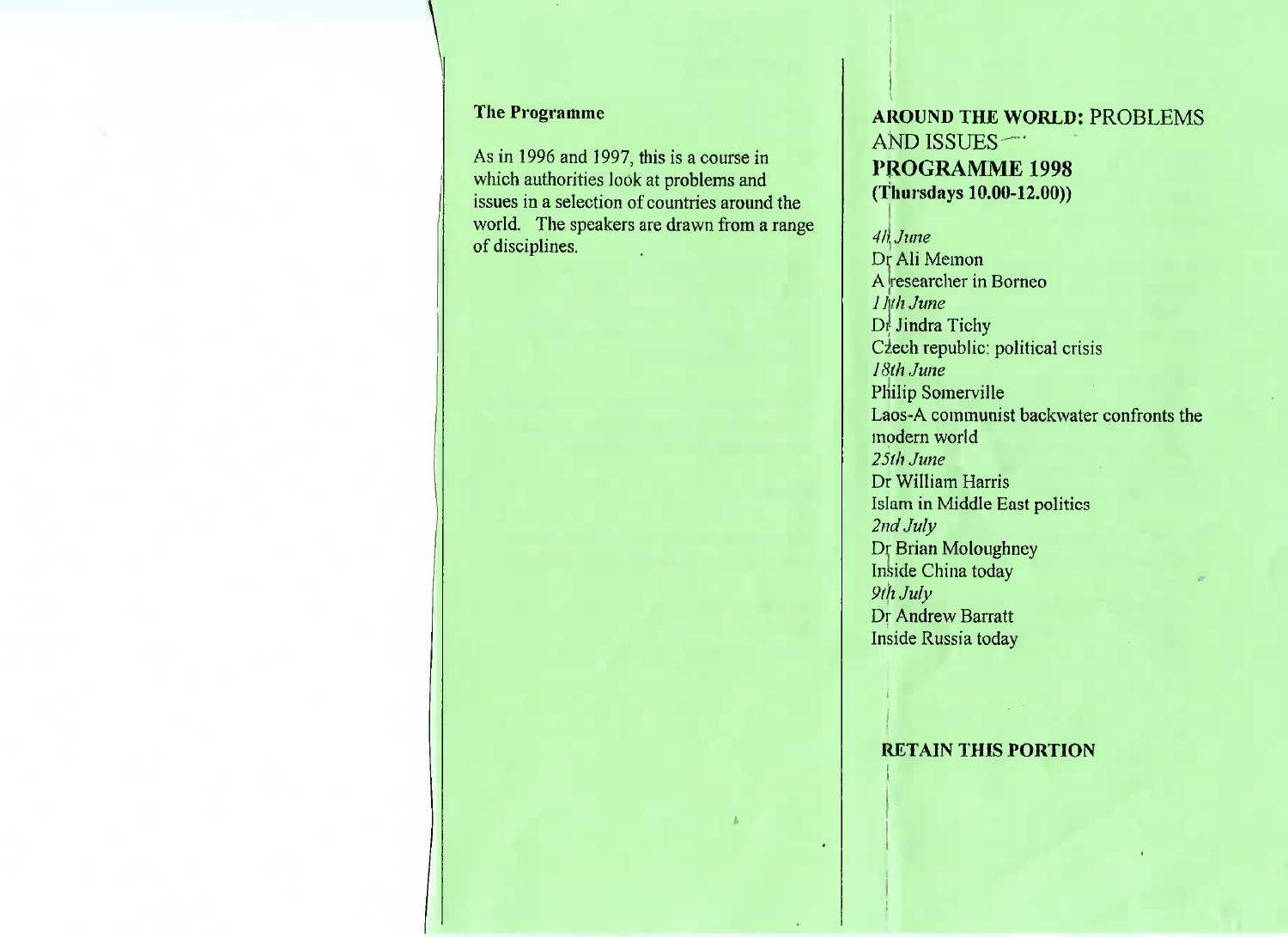## The Programme

As in 1996 and 1997, this is a course in which authorities look at problems and issues in a selection of countries around the world. The speakers are drawn from a range of disciplines.

## AROUND THE WORLD: PROBLEMS AND ISSUES

## PROGRAMME 1998

**(Thursdays 10.00-12.00))**

*4th June*
Dr Ali Memon
A researcher in Borneo

*11th June*
Dr Jindra Tichy
Czech republic: political crisis

*18th June*
Philip Somerville
Laos-A communist backwater confronts the modern world

*25th June*
Dr William Harris
Islam in Middle East politics

*2nd July*
Dr Brian Moloughney
Inside China today

*9th July*
Dr Andrew Barratt
Inside Russia today

**RETAIN THIS PORTION**